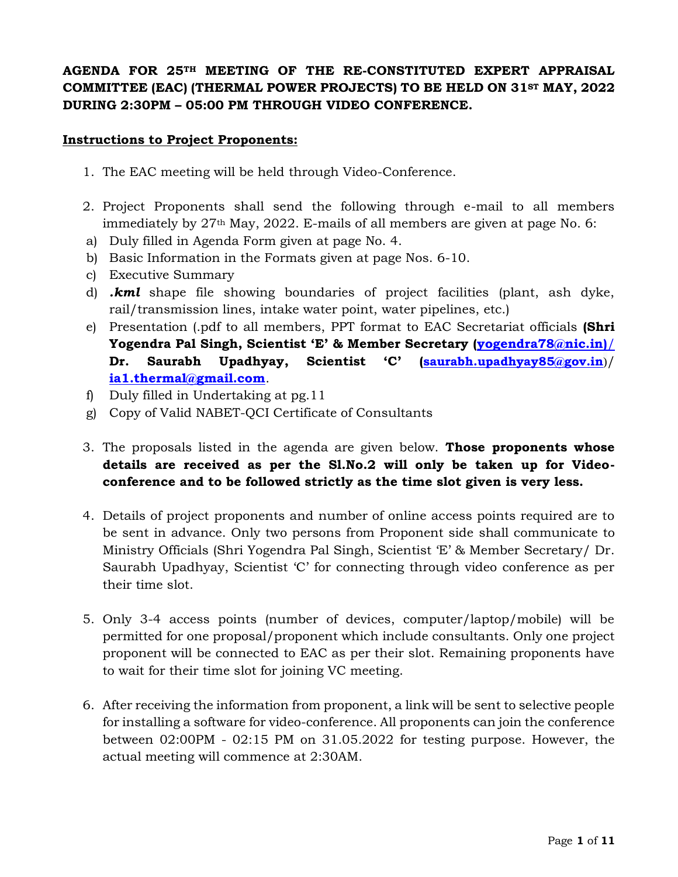**AGENDA FOR 25TH MEETING OF THE RE-CONSTITUTED EXPERT APPRAISAL COMMITTEE (EAC) (THERMAL POWER PROJECTS) TO BE HELD ON 31ST MAY, 2022 DURING 2:30PM – 05:00 PM THROUGH VIDEO CONFERENCE.**

**Instructions to Project Proponents:**

1. The EAC meeting will be held through Video-Conference.

2. Project Proponents shall send the following through e-mail to all members immediately by 27th May, 2022. E-mails of all members are given at page No. 6:
   a) Duly filled in Agenda Form given at page No. 4.
   b) Basic Information in the Formats given at page Nos. 6-10.
   c) Executive Summary
   d) ***.kml*** shape file showing boundaries of project facilities (plant, ash dyke, rail/transmission lines, intake water point, water pipelines, etc.)
   e) Presentation (.pdf to all members, PPT format to EAC Secretariat officials **(Shri Yogendra Pal Singh, Scientist 'E' & Member Secretary (yogendra78@nic.in)/ Dr. Saurabh Upadhyay, Scientist 'C'** (**saurabh.upadhyay85@gov.in**)/ **ia1.thermal@gmail.com**.
   f) Duly filled in Undertaking at pg.11
   g) Copy of Valid NABET-QCI Certificate of Consultants

3. The proposals listed in the agenda are given below. **Those proponents whose details are received as per the Sl.No.2 will only be taken up for Video-conference and to be followed strictly as the time slot given is very less.**

4. Details of project proponents and number of online access points required are to be sent in advance. Only two persons from Proponent side shall communicate to Ministry Officials (Shri Yogendra Pal Singh, Scientist 'E' & Member Secretary/ Dr. Saurabh Upadhyay, Scientist 'C' for connecting through video conference as per their time slot.

5. Only 3-4 access points (number of devices, computer/laptop/mobile) will be permitted for one proposal/proponent which include consultants. Only one project proponent will be connected to EAC as per their slot. Remaining proponents have to wait for their time slot for joining VC meeting.

6. After receiving the information from proponent, a link will be sent to selective people for installing a software for video-conference. All proponents can join the conference between 02:00PM - 02:15 PM on 31.05.2022 for testing purpose. However, the actual meeting will commence at 2:30AM.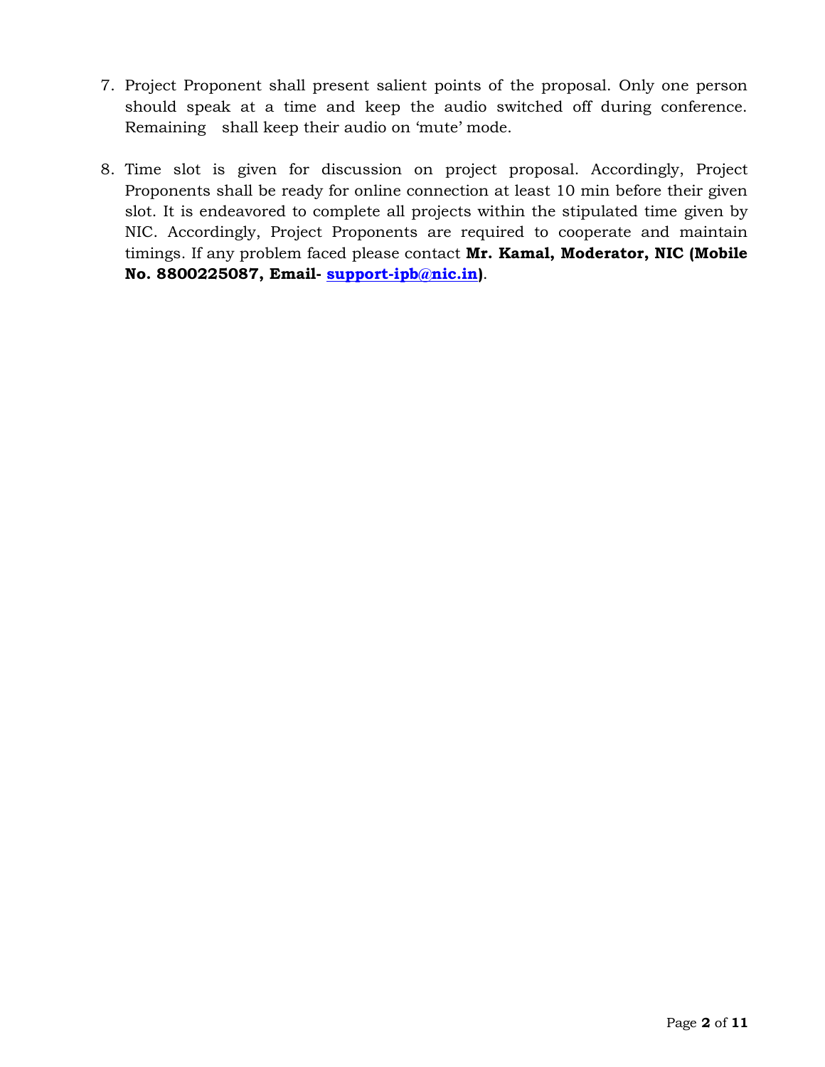7. Project Proponent shall present salient points of the proposal. Only one person should speak at a time and keep the audio switched off during conference. Remaining shall keep their audio on 'mute' mode.

8. Time slot is given for discussion on project proposal. Accordingly, Project Proponents shall be ready for online connection at least 10 min before their given slot. It is endeavored to complete all projects within the stipulated time given by NIC. Accordingly, Project Proponents are required to cooperate and maintain timings. If any problem faced please contact **Mr. Kamal, Moderator, NIC (Mobile No. 8800225087, Email- support-ipb@nic.in)**.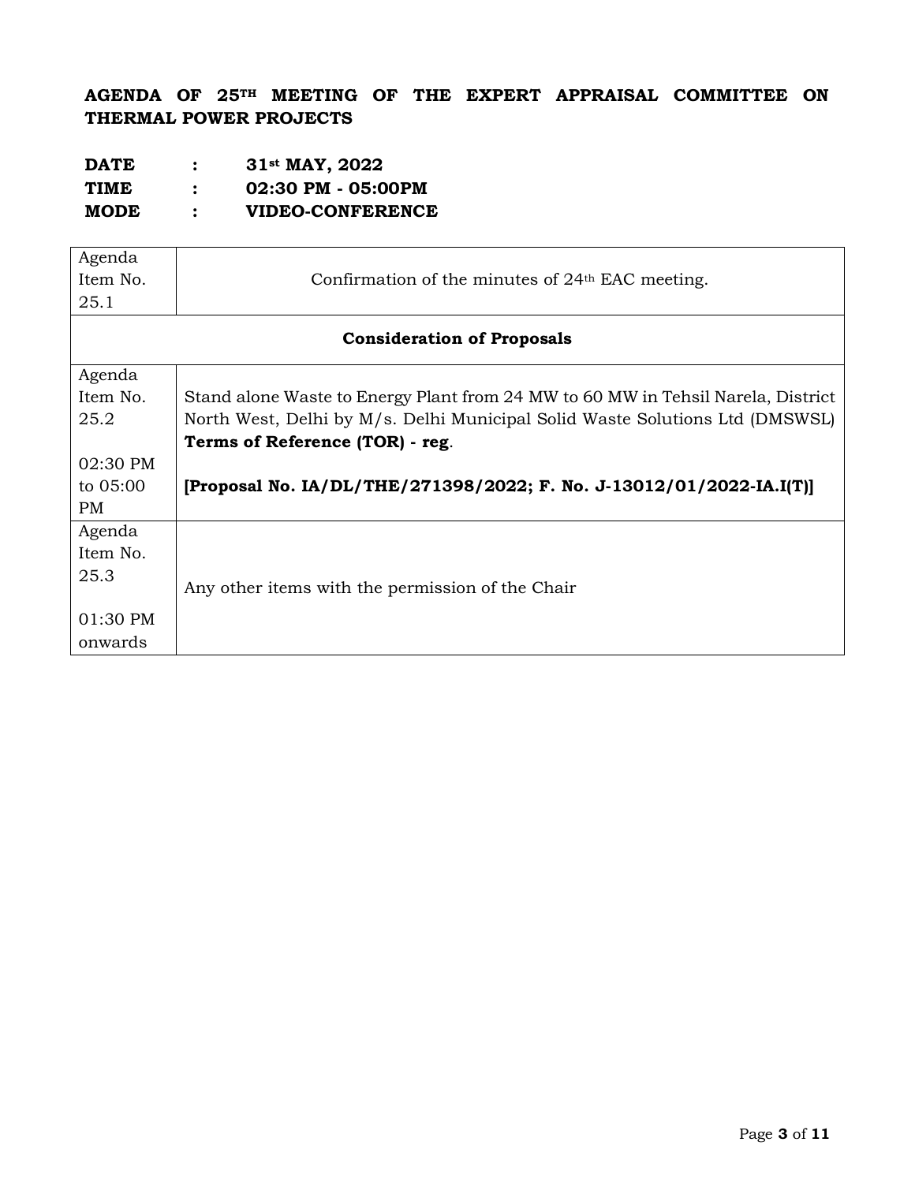**AGENDA OF 25TH MEETING OF THE EXPERT APPRAISAL COMMITTEE ON THERMAL POWER PROJECTS**

**DATE : 31st MAY, 2022**
**TIME : 02:30 PM - 05:00PM**
**MODE : VIDEO-CONFERENCE**

| | |
|---|---|
| Agenda Item No. 25.1 | Confirmation of the minutes of 24th EAC meeting. |
| **Consideration of Proposals** | |
| Agenda Item No. 25.2<br><br>02:30 PM to 05:00 PM | Stand alone Waste to Energy Plant from 24 MW to 60 MW in Tehsil Narela, District North West, Delhi by M/s. Delhi Municipal Solid Waste Solutions Ltd (DMSWSL) **Terms of Reference (TOR) - reg**.<br><br>**[Proposal No. IA/DL/THE/271398/2022; F. No. J-13012/01/2022-IA.I(T)]** |
| Agenda Item No. 25.3<br><br>01:30 PM onwards | Any other items with the permission of the Chair |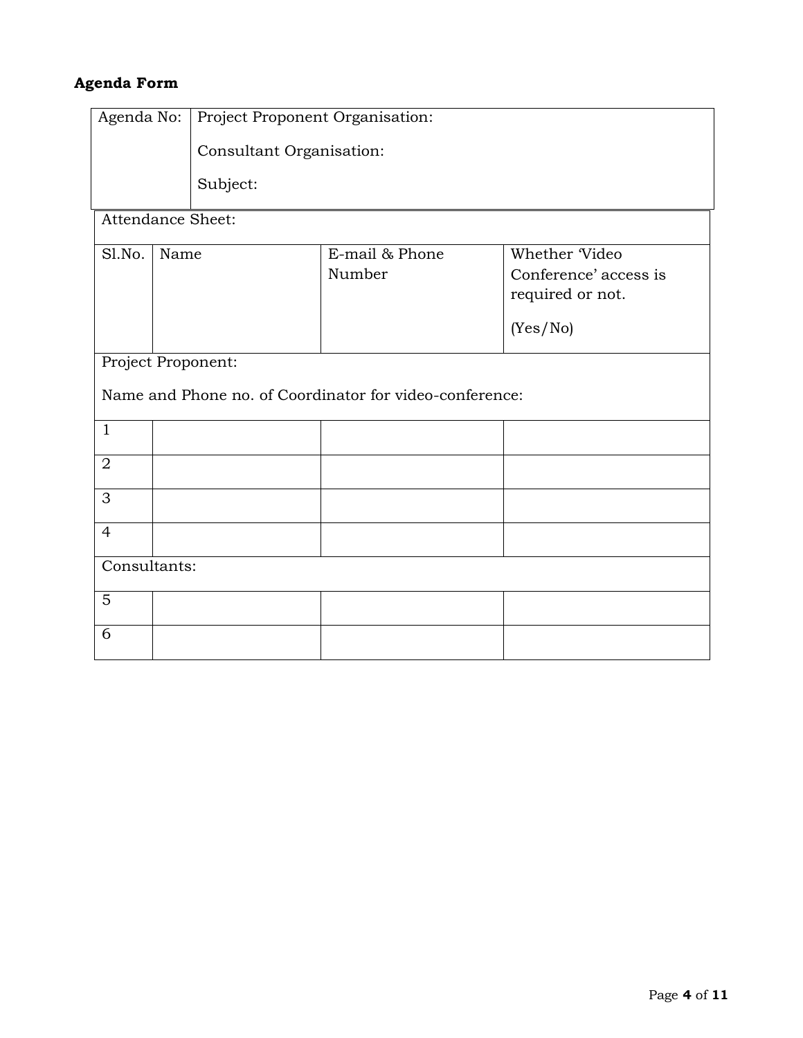**Agenda Form**

| Agenda No: | Project Proponent Organisation:<br><br>Consultant Organisation:<br><br>Subject: |
|---|---|

| Attendance Sheet: | | | |
|---|---|---|---|
| Sl.No. | Name | E-mail & Phone Number | Whether 'Video Conference' access is required or not.<br><br>(Yes/No) |
| Project Proponent:<br><br>Name and Phone no. of Coordinator for video-conference: | | | |
| 1 | | | |
| 2 | | | |
| 3 | | | |
| 4 | | | |
| Consultants: | | | |
| 5 | | | |
| 6 | | | |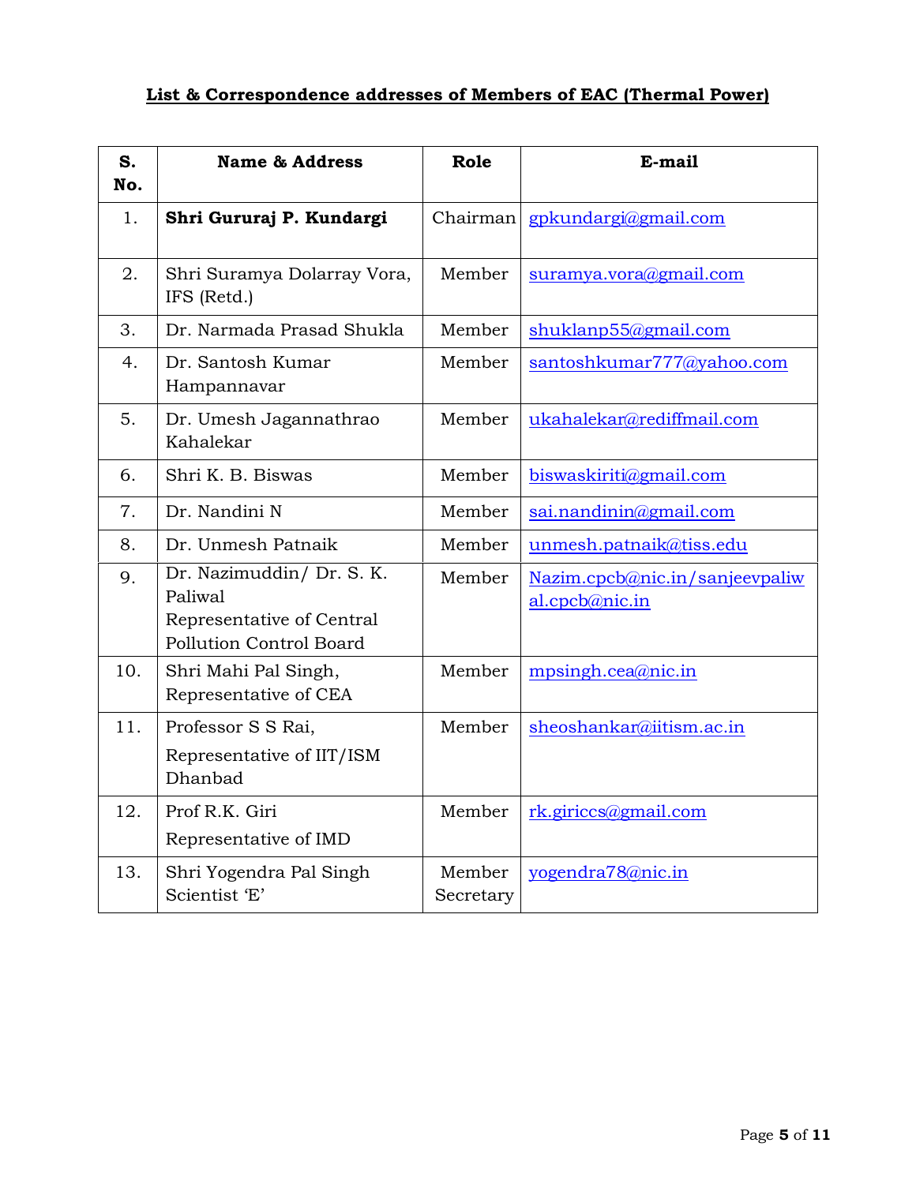**List & Correspondence addresses of Members of EAC (Thermal Power)**

| S. No. | Name & Address | Role | E-mail |
|---|---|---|---|
| 1. | **Shri Gururaj P. Kundargi** | Chairman | gpkundargi@gmail.com |
| 2. | Shri Suramya Dolarray Vora, IFS (Retd.) | Member | suramya.vora@gmail.com |
| 3. | Dr. Narmada Prasad Shukla | Member | shuklanp55@gmail.com |
| 4. | Dr. Santosh Kumar Hampannavar | Member | santoshkumar777@yahoo.com |
| 5. | Dr. Umesh Jagannathrao Kahalekar | Member | ukahalekar@rediffmail.com |
| 6. | Shri K. B. Biswas | Member | biswaskiriti@gmail.com |
| 7. | Dr. Nandini N | Member | sai.nandinin@gmail.com |
| 8. | Dr. Unmesh Patnaik | Member | unmesh.patnaik@tiss.edu |
| 9. | Dr. Nazimuddin/ Dr. S. K. Paliwal Representative of Central Pollution Control Board | Member | Nazim.cpcb@nic.in/sanjeevpaliwal.cpcb@nic.in |
| 10. | Shri Mahi Pal Singh, Representative of CEA | Member | mpsingh.cea@nic.in |
| 11. | Professor S S Rai, Representative of IIT/ISM Dhanbad | Member | sheoshankar@iitism.ac.in |
| 12. | Prof R.K. Giri Representative of IMD | Member | rk.giriccs@gmail.com |
| 13. | Shri Yogendra Pal Singh Scientist 'E' | Member Secretary | yogendra78@nic.in |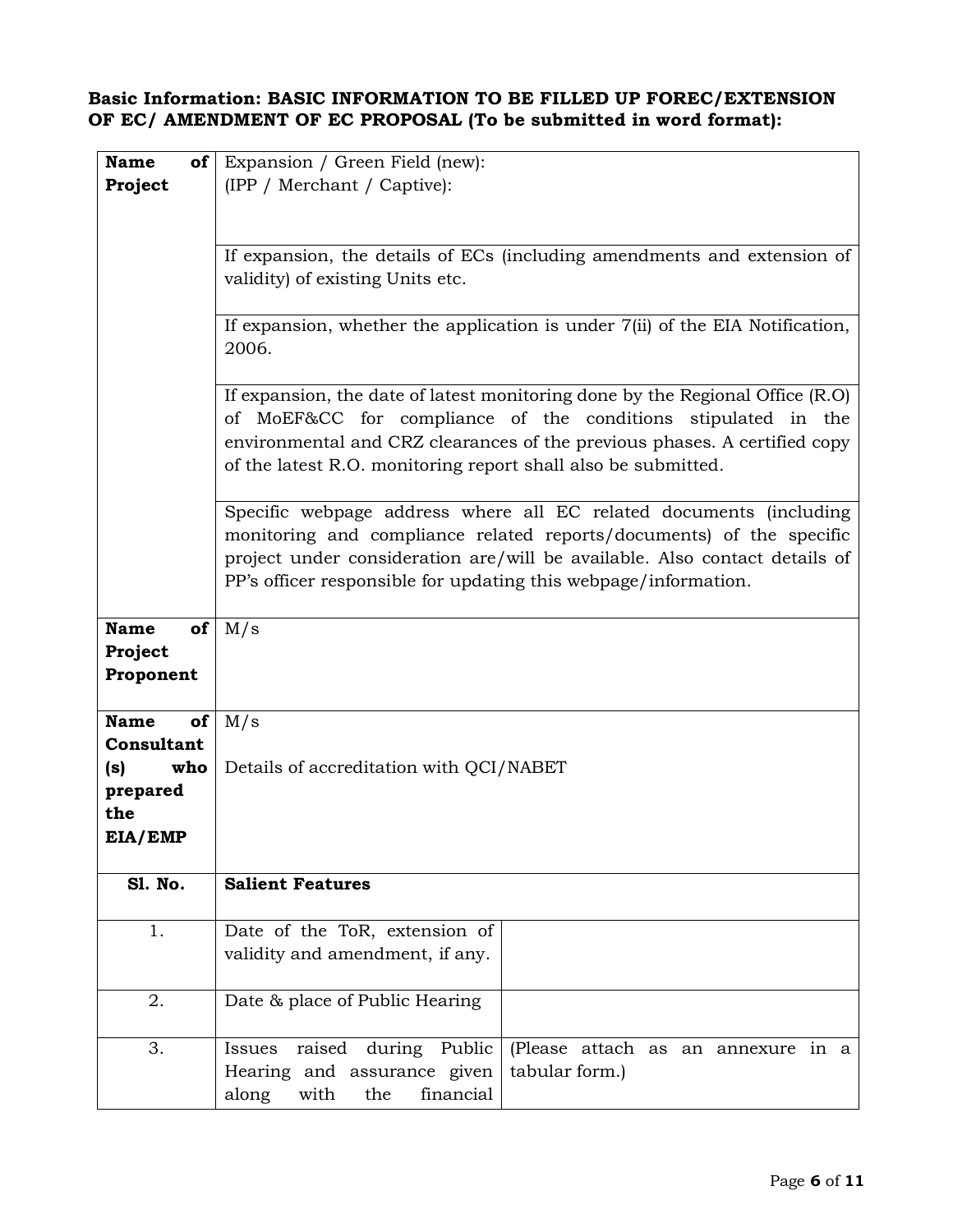**Basic Information: BASIC INFORMATION TO BE FILLED UP FOREC/EXTENSION OF EC/ AMENDMENT OF EC PROPOSAL (To be submitted in word format):**

| | | |
|---|---|---|
| **Name of Project** | Expansion / Green Field (new):<br>(IPP / Merchant / Captive): | |
| | If expansion, the details of ECs (including amendments and extension of validity) of existing Units etc. | |
| | If expansion, whether the application is under 7(ii) of the EIA Notification, 2006. | |
| | If expansion, the date of latest monitoring done by the Regional Office (R.O) of MoEF&CC for compliance of the conditions stipulated in the environmental and CRZ clearances of the previous phases. A certified copy of the latest R.O. monitoring report shall also be submitted. | |
| | Specific webpage address where all EC related documents (including monitoring and compliance related reports/documents) of the specific project under consideration are/will be available. Also contact details of PP's officer responsible for updating this webpage/information. | |
| **Name of Project Proponent** | M/s | |
| **Name of Consultant (s) who prepared the EIA/EMP** | M/s<br><br>Details of accreditation with QCI/NABET | |
| **Sl. No.** | **Salient Features** | |
| 1. | Date of the ToR, extension of validity and amendment, if any. | |
| 2. | Date & place of Public Hearing | |
| 3. | Issues raised during Public Hearing and assurance given along with the financial | (Please attach as an annexure in a tabular form.) |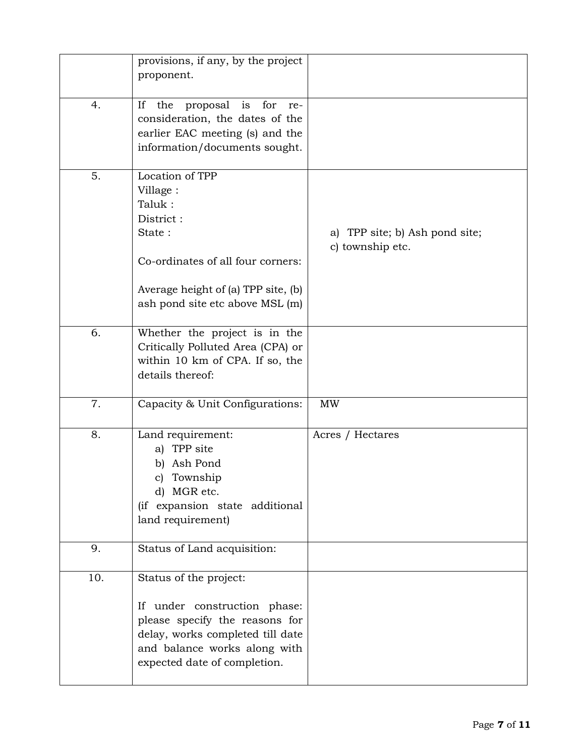|  |  |  |
|---|---|---|
|  | provisions, if any, by the project proponent. |  |
| 4. | If the proposal is for re-consideration, the dates of the earlier EAC meeting (s) and the information/documents sought. |  |
| 5. | Location of TPP<br>Village :<br>Taluk :<br>District :<br>State :<br><br>Co-ordinates of all four corners:<br><br>Average height of (a) TPP site, (b) ash pond site etc above MSL (m) | a) TPP site; b) Ash pond site; c) township etc. |
| 6. | Whether the project is in the Critically Polluted Area (CPA) or within 10 km of CPA. If so, the details thereof: |  |
| 7. | Capacity & Unit Configurations: | MW |
| 8. | Land requirement:<br>a) TPP site<br>b) Ash Pond<br>c) Township<br>d) MGR etc.<br>(if expansion state additional land requirement) | Acres / Hectares |
| 9. | Status of Land acquisition: |  |
| 10. | Status of the project:<br><br>If under construction phase: please specify the reasons for delay, works completed till date and balance works along with expected date of completion. |  |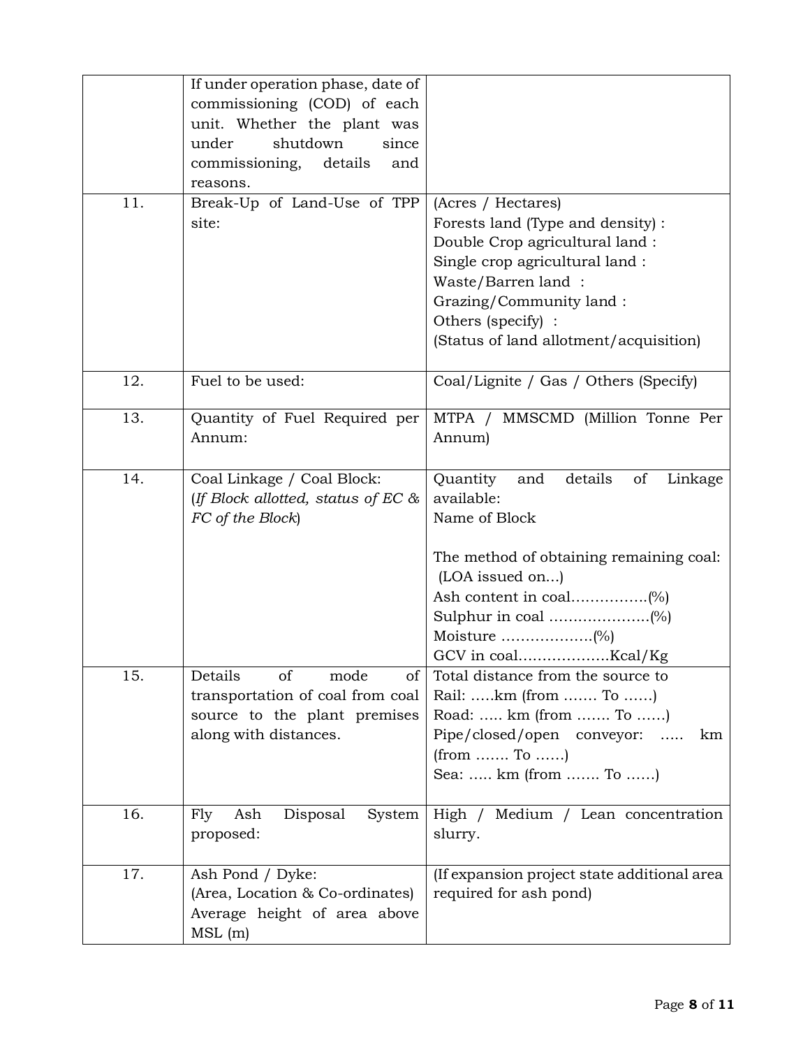|  |  |  |
|---|---|---|
|  | If under operation phase, date of commissioning (COD) of each unit. Whether the plant was under shutdown since commissioning, details and reasons. |  |
| 11. | Break-Up of Land-Use of TPP site: | (Acres / Hectares)<br>Forests land (Type and density) :<br>Double Crop agricultural land :<br>Single crop agricultural land :<br>Waste/Barren land :<br>Grazing/Community land :<br>Others (specify) :<br>(Status of land allotment/acquisition) |
| 12. | Fuel to be used: | Coal/Lignite / Gas / Others (Specify) |
| 13. | Quantity of Fuel Required per Annum: | MTPA / MMSCMD (Million Tonne Per Annum) |
| 14. | Coal Linkage / Coal Block:<br>(*If Block allotted, status of EC & FC of the Block*) | Quantity and details of Linkage available:<br>Name of Block<br><br>The method of obtaining remaining coal: (LOA issued on...)<br>Ash content in coal…………….(%)<br>Sulphur in coal …………………(%)<br>Moisture ………………(%)<br>GCV in coal………………Kcal/Kg |
| 15. | Details of mode of transportation of coal from coal source to the plant premises along with distances. | Total distance from the source to<br>Rail: …..km (from ……. To ……)<br>Road: ….. km (from ……. To ……)<br>Pipe/closed/open conveyor: ….. km (from ……. To ……)<br>Sea: ….. km (from ……. To ……) |
| 16. | Fly Ash Disposal System proposed: | High / Medium / Lean concentration slurry. |
| 17. | Ash Pond / Dyke:<br>(Area, Location & Co-ordinates)<br>Average height of area above MSL (m) | (If expansion project state additional area required for ash pond) |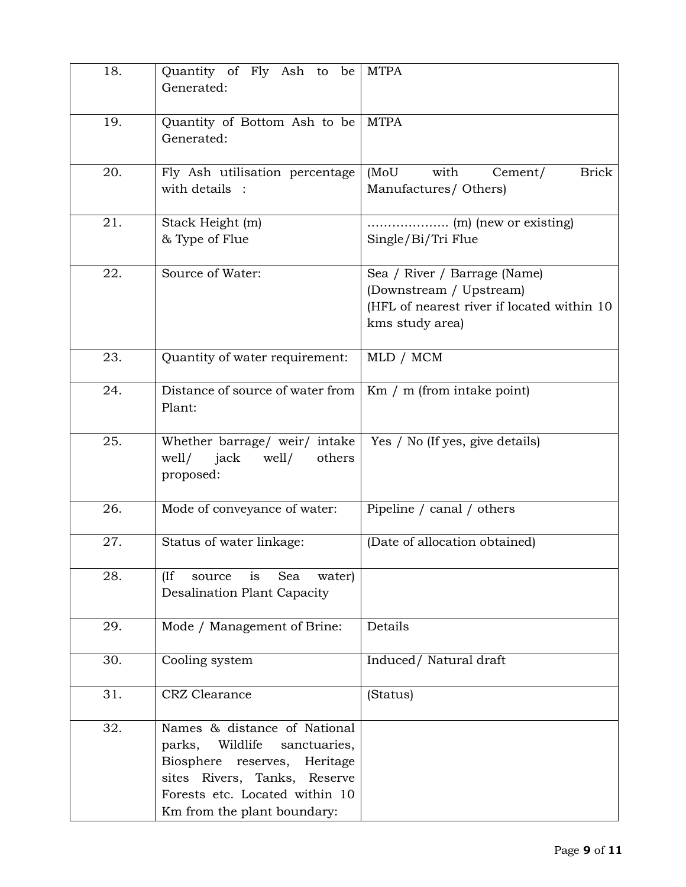| | | |
|---|---|---|
| 18. | Quantity of Fly Ash to be Generated: | MTPA |
| 19. | Quantity of Bottom Ash to be Generated: | MTPA |
| 20. | Fly Ash utilisation percentage with details : | (MoU with Cement/ Brick Manufactures/ Others) |
| 21. | Stack Height (m)<br>& Type of Flue | ……………….. (m) (new or existing)<br>Single/Bi/Tri Flue |
| 22. | Source of Water: | Sea / River / Barrage (Name)<br>(Downstream / Upstream)<br>(HFL of nearest river if located within 10 kms study area) |
| 23. | Quantity of water requirement: | MLD / MCM |
| 24. | Distance of source of water from Plant: | Km / m (from intake point) |
| 25. | Whether barrage/ weir/ intake well/ jack well/ others proposed: | Yes / No (If yes, give details) |
| 26. | Mode of conveyance of water: | Pipeline / canal / others |
| 27. | Status of water linkage: | (Date of allocation obtained) |
| 28. | (If source is Sea water) Desalination Plant Capacity | |
| 29. | Mode / Management of Brine: | Details |
| 30. | Cooling system | Induced/ Natural draft |
| 31. | CRZ Clearance | (Status) |
| 32. | Names & distance of National parks, Wildlife sanctuaries, Biosphere reserves, Heritage sites Rivers, Tanks, Reserve Forests etc. Located within 10 Km from the plant boundary: | |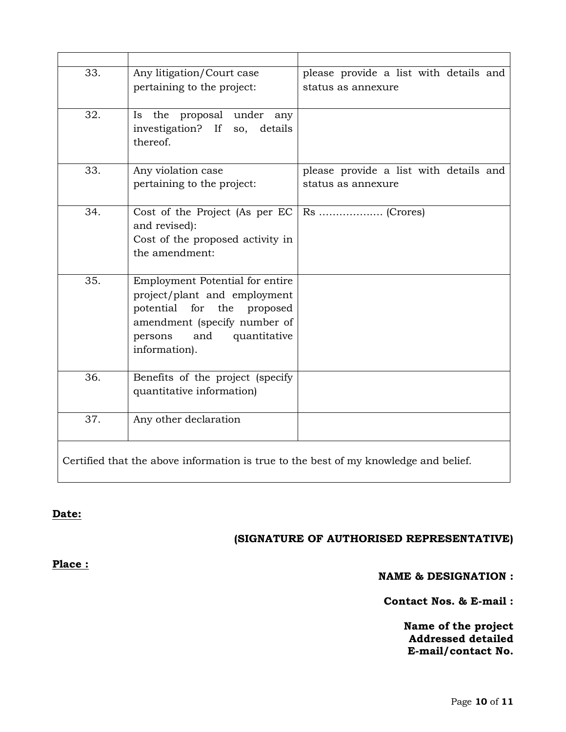| | | |
|---|---|---|
| 33. | Any litigation/Court case pertaining to the project: | please provide a list with details and status as annexure |
| 32. | Is the proposal under any investigation? If so, details thereof. | |
| 33. | Any violation case pertaining to the project: | please provide a list with details and status as annexure |
| 34. | Cost of the Project (As per EC and revised):<br>Cost of the proposed activity in the amendment: | Rs ……………… (Crores) |
| 35. | Employment Potential for entire project/plant and employment potential for the proposed amendment (specify number of persons and quantitative information). | |
| 36. | Benefits of the project (specify quantitative information) | |
| 37. | Any other declaration | |
| Certified that the above information is true to the best of my knowledge and belief. | | |

**Date:**

**(SIGNATURE OF AUTHORISED REPRESENTATIVE)**

**Place :**

**NAME & DESIGNATION :**

**Contact Nos. & E-mail :**

**Name of the project**
**Addressed detailed**
**E-mail/contact No.**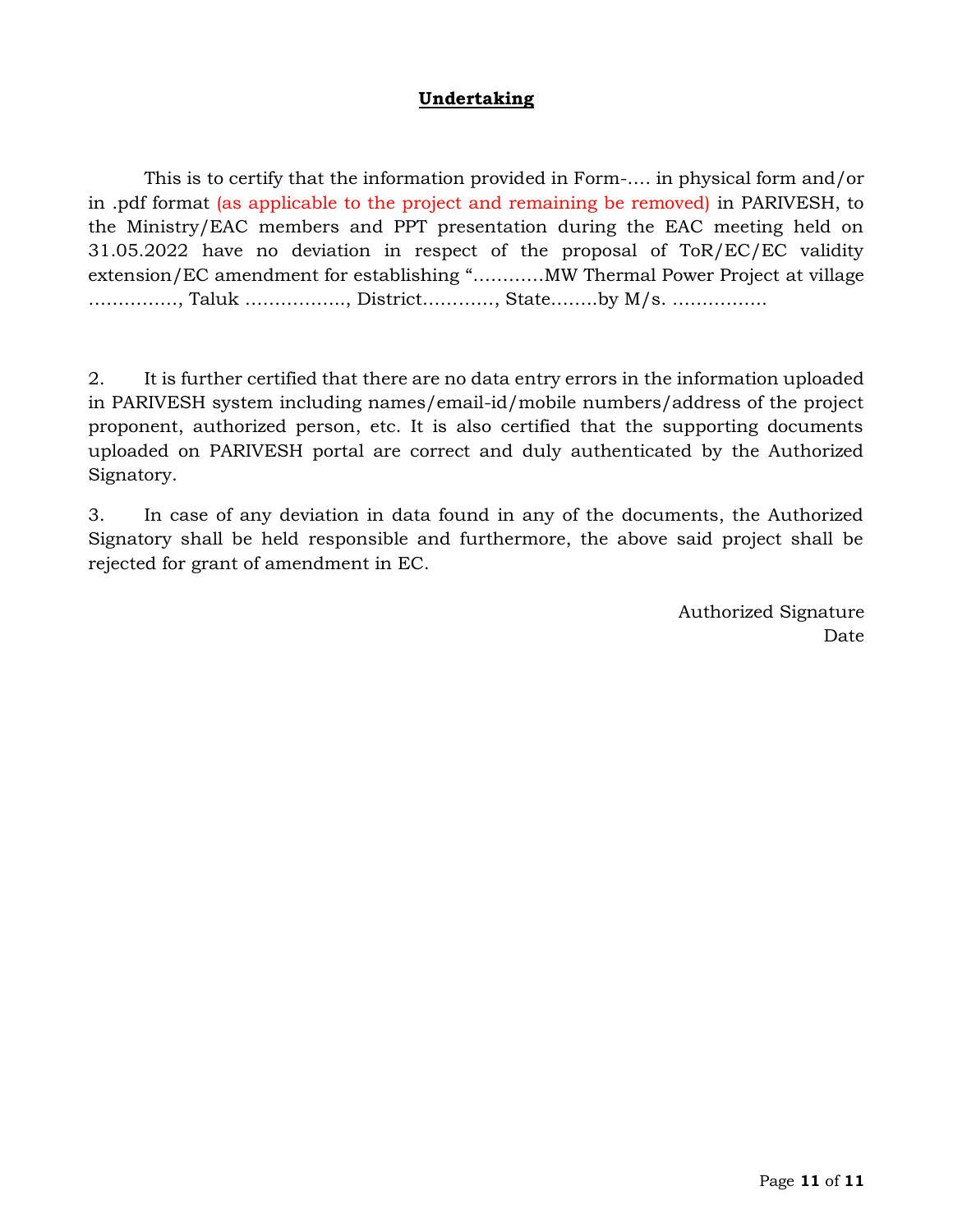**Undertaking**

This is to certify that the information provided in Form-…. in physical form and/or in .pdf format (as applicable to the project and remaining be removed) in PARIVESH, to the Ministry/EAC members and PPT presentation during the EAC meeting held on 31.05.2022 have no deviation in respect of the proposal of ToR/EC/EC validity extension/EC amendment for establishing "…………MW Thermal Power Project at village ……………, Taluk …………….., District…………, State……..by M/s. …………….

2. It is further certified that there are no data entry errors in the information uploaded in PARIVESH system including names/email-id/mobile numbers/address of the project proponent, authorized person, etc. It is also certified that the supporting documents uploaded on PARIVESH portal are correct and duly authenticated by the Authorized Signatory.

3. In case of any deviation in data found in any of the documents, the Authorized Signatory shall be held responsible and furthermore, the above said project shall be rejected for grant of amendment in EC.

Authorized Signature

Date